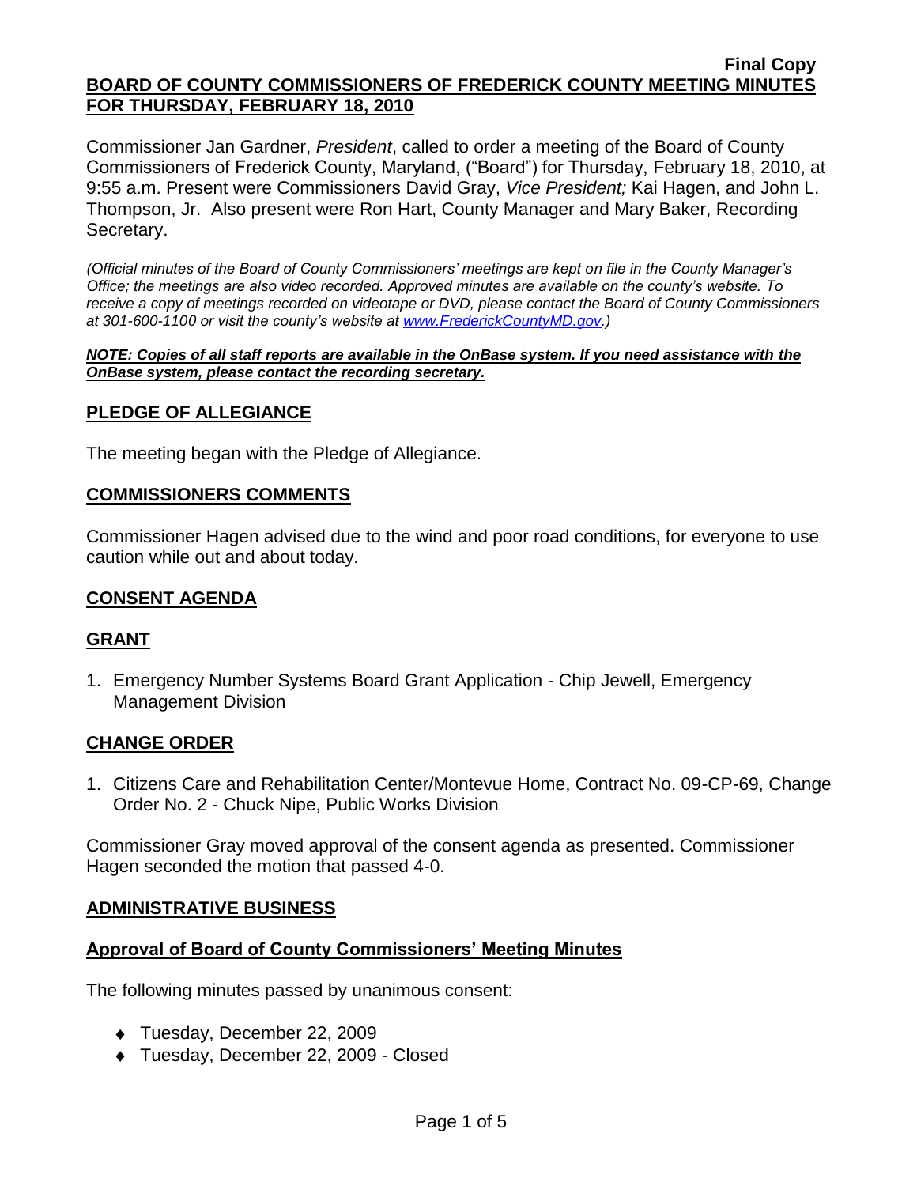**Final Copy**

**BOARD OF COUNTY COMMISSIONERS OF FREDERICK COUNTY MEETING MINUTES FOR THURSDAY, FEBRUARY 18, 2010**

Commissioner Jan Gardner, *President*, called to order a meeting of the Board of County Commissioners of Frederick County, Maryland, ("Board") for Thursday, February 18, 2010, at 9:55 a.m. Present were Commissioners David Gray, *Vice President;* Kai Hagen, and John L. Thompson, Jr. Also present were Ron Hart, County Manager and Mary Baker, Recording Secretary.

*(Official minutes of the Board of County Commissioners' meetings are kept on file in the County Manager's Office; the meetings are also video recorded. Approved minutes are available on the county's website. To receive a copy of meetings recorded on videotape or DVD, please contact the Board of County Commissioners at 301-600-1100 or visit the county's website at www.FrederickCountyMD.gov.)*

***NOTE: Copies of all staff reports are available in the OnBase system. If you need assistance with the OnBase system, please contact the recording secretary.***

## PLEDGE OF ALLEGIANCE

The meeting began with the Pledge of Allegiance.

## COMMISSIONERS COMMENTS

Commissioner Hagen advised due to the wind and poor road conditions, for everyone to use caution while out and about today.

## CONSENT AGENDA

## GRANT

1. Emergency Number Systems Board Grant Application - Chip Jewell, Emergency Management Division

## CHANGE ORDER

1. Citizens Care and Rehabilitation Center/Montevue Home, Contract No. 09-CP-69, Change Order No. 2 - Chuck Nipe, Public Works Division

Commissioner Gray moved approval of the consent agenda as presented. Commissioner Hagen seconded the motion that passed 4-0.

## ADMINISTRATIVE BUSINESS

### Approval of Board of County Commissioners' Meeting Minutes

The following minutes passed by unanimous consent:

- Tuesday, December 22, 2009
- Tuesday, December 22, 2009 - Closed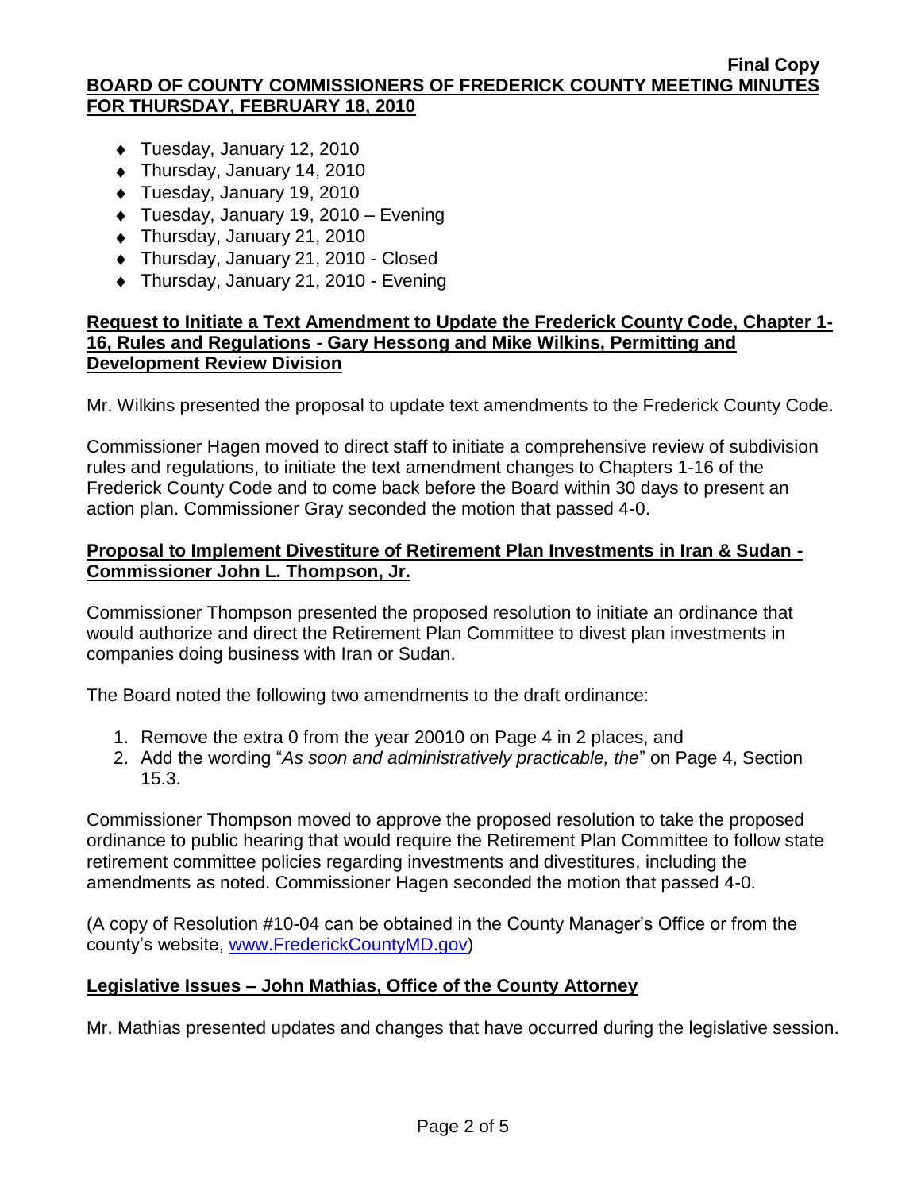- Tuesday, January 12, 2010
- Thursday, January 14, 2010
- Tuesday, January 19, 2010
- Tuesday, January 19, 2010 – Evening
- Thursday, January 21, 2010
- Thursday, January 21, 2010 - Closed
- Thursday, January 21, 2010 - Evening

**Request to Initiate a Text Amendment to Update the Frederick County Code, Chapter 1-16, Rules and Regulations - Gary Hessong and Mike Wilkins, Permitting and Development Review Division**

Mr. Wilkins presented the proposal to update text amendments to the Frederick County Code.

Commissioner Hagen moved to direct staff to initiate a comprehensive review of subdivision rules and regulations, to initiate the text amendment changes to Chapters 1-16 of the Frederick County Code and to come back before the Board within 30 days to present an action plan. Commissioner Gray seconded the motion that passed 4-0.

**Proposal to Implement Divestiture of Retirement Plan Investments in Iran & Sudan - Commissioner John L. Thompson, Jr.**

Commissioner Thompson presented the proposed resolution to initiate an ordinance that would authorize and direct the Retirement Plan Committee to divest plan investments in companies doing business with Iran or Sudan.

The Board noted the following two amendments to the draft ordinance:

1. Remove the extra 0 from the year 20010 on Page 4 in 2 places, and
2. Add the wording "*As soon and administratively practicable, the*" on Page 4, Section 15.3.

Commissioner Thompson moved to approve the proposed resolution to take the proposed ordinance to public hearing that would require the Retirement Plan Committee to follow state retirement committee policies regarding investments and divestitures, including the amendments as noted. Commissioner Hagen seconded the motion that passed 4-0.

(A copy of Resolution #10-04 can be obtained in the County Manager's Office or from the county's website, www.FrederickCountyMD.gov)

**Legislative Issues – John Mathias, Office of the County Attorney**

Mr. Mathias presented updates and changes that have occurred during the legislative session.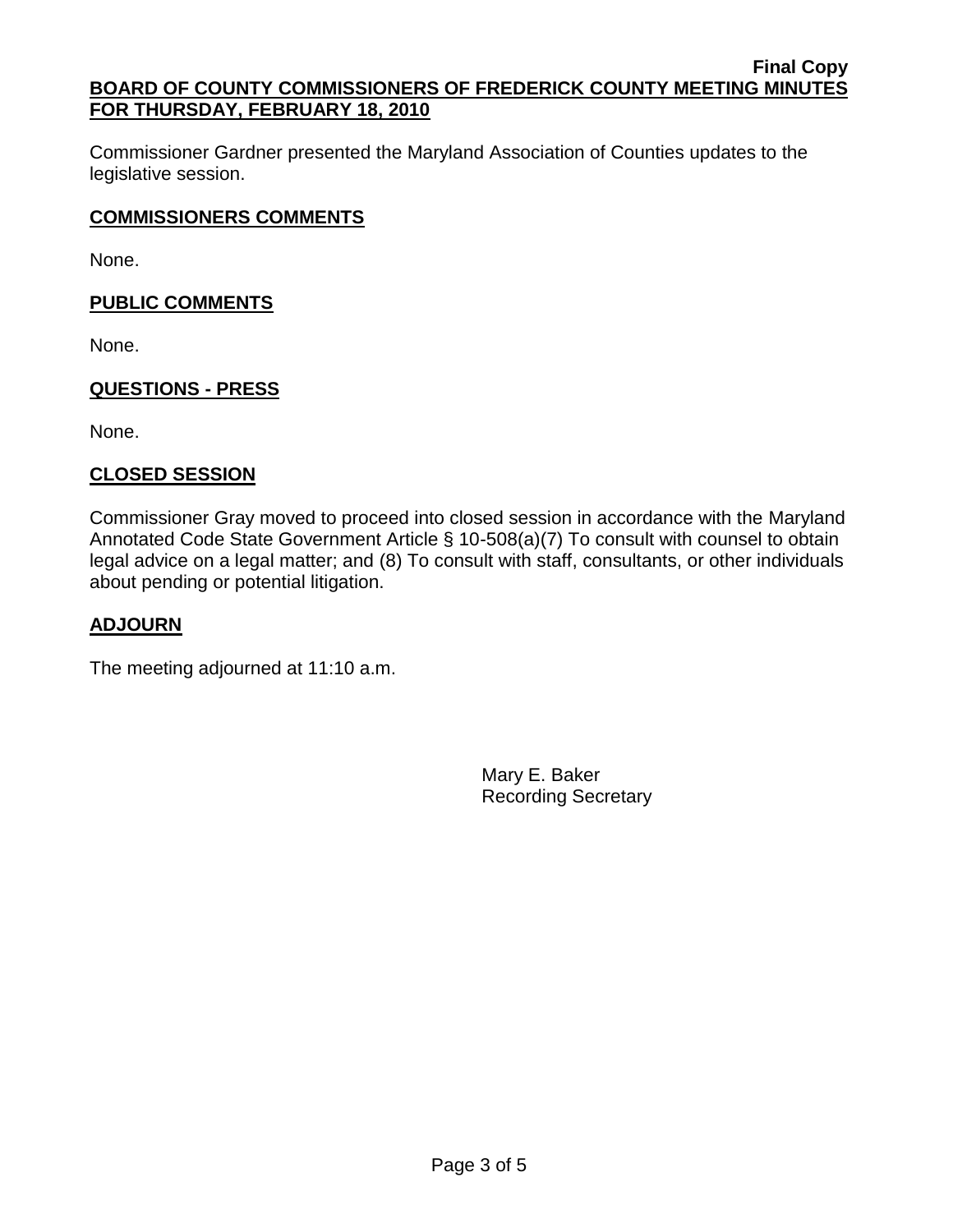Commissioner Gardner presented the Maryland Association of Counties updates to the legislative session.

## COMMISSIONERS COMMENTS

None.

## PUBLIC COMMENTS

None.

## QUESTIONS - PRESS

None.

## CLOSED SESSION

Commissioner Gray moved to proceed into closed session in accordance with the Maryland Annotated Code State Government Article § 10-508(a)(7) To consult with counsel to obtain legal advice on a legal matter; and (8) To consult with staff, consultants, or other individuals about pending or potential litigation.

## ADJOURN

The meeting adjourned at 11:10 a.m.

Mary E. Baker
Recording Secretary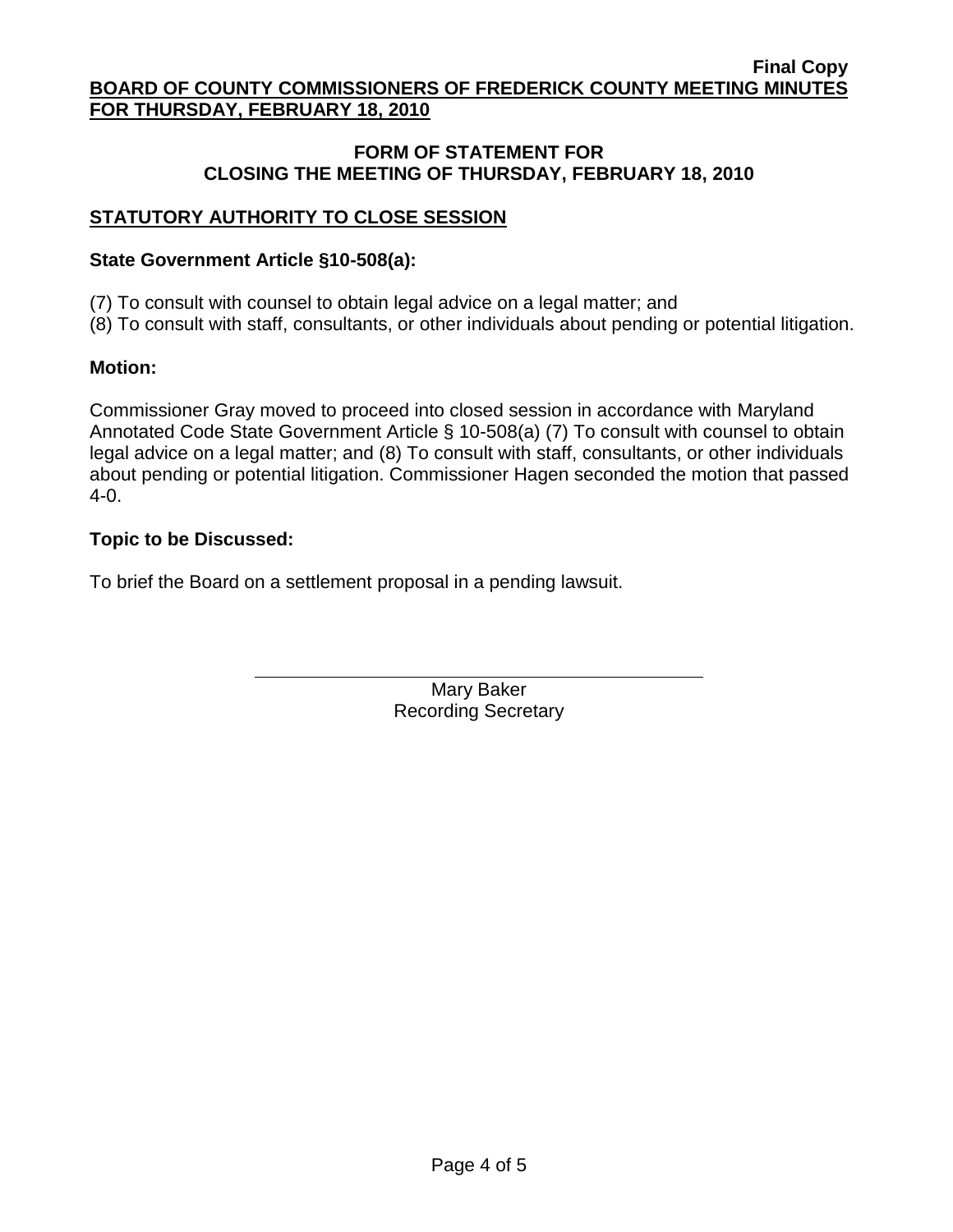## FORM OF STATEMENT FOR CLOSING THE MEETING OF THURSDAY, FEBRUARY 18, 2010

### STATUTORY AUTHORITY TO CLOSE SESSION

**State Government Article §10-508(a):**

(7) To consult with counsel to obtain legal advice on a legal matter; and
(8) To consult with staff, consultants, or other individuals about pending or potential litigation.

**Motion:**

Commissioner Gray moved to proceed into closed session in accordance with Maryland Annotated Code State Government Article § 10-508(a) (7) To consult with counsel to obtain legal advice on a legal matter; and (8) To consult with staff, consultants, or other individuals about pending or potential litigation. Commissioner Hagen seconded the motion that passed 4-0.

**Topic to be Discussed:**

To brief the Board on a settlement proposal in a pending lawsuit.

Mary Baker
Recording Secretary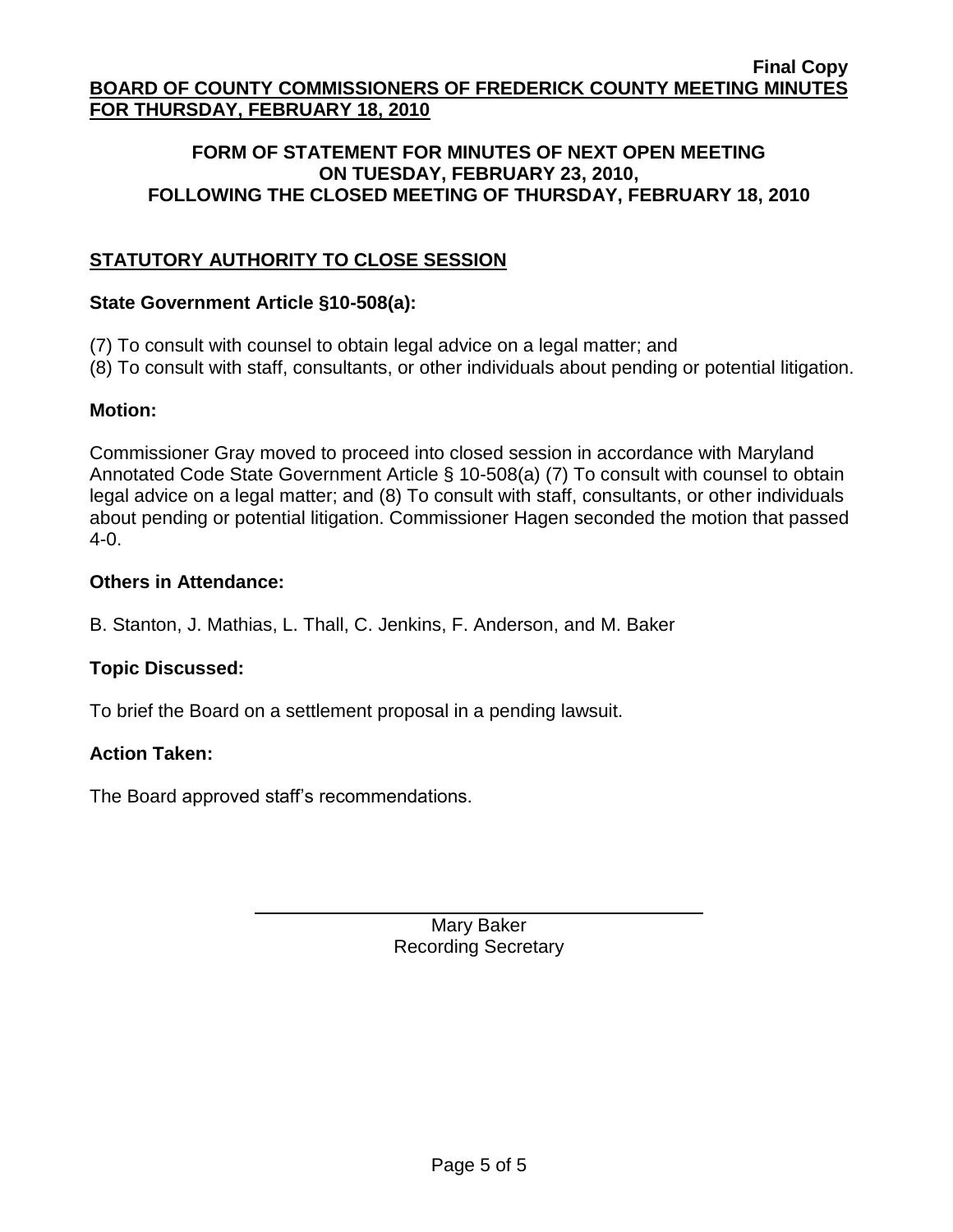**FORM OF STATEMENT FOR MINUTES OF NEXT OPEN MEETING ON TUESDAY, FEBRUARY 23, 2010, FOLLOWING THE CLOSED MEETING OF THURSDAY, FEBRUARY 18, 2010**

## STATUTORY AUTHORITY TO CLOSE SESSION

### State Government Article §10-508(a):

(7) To consult with counsel to obtain legal advice on a legal matter; and
(8) To consult with staff, consultants, or other individuals about pending or potential litigation.

### Motion:

Commissioner Gray moved to proceed into closed session in accordance with Maryland Annotated Code State Government Article § 10-508(a) (7) To consult with counsel to obtain legal advice on a legal matter; and (8) To consult with staff, consultants, or other individuals about pending or potential litigation. Commissioner Hagen seconded the motion that passed 4-0.

### Others in Attendance:

B. Stanton, J. Mathias, L. Thall, C. Jenkins, F. Anderson, and M. Baker

### Topic Discussed:

To brief the Board on a settlement proposal in a pending lawsuit.

### Action Taken:

The Board approved staff's recommendations.

Mary Baker
Recording Secretary